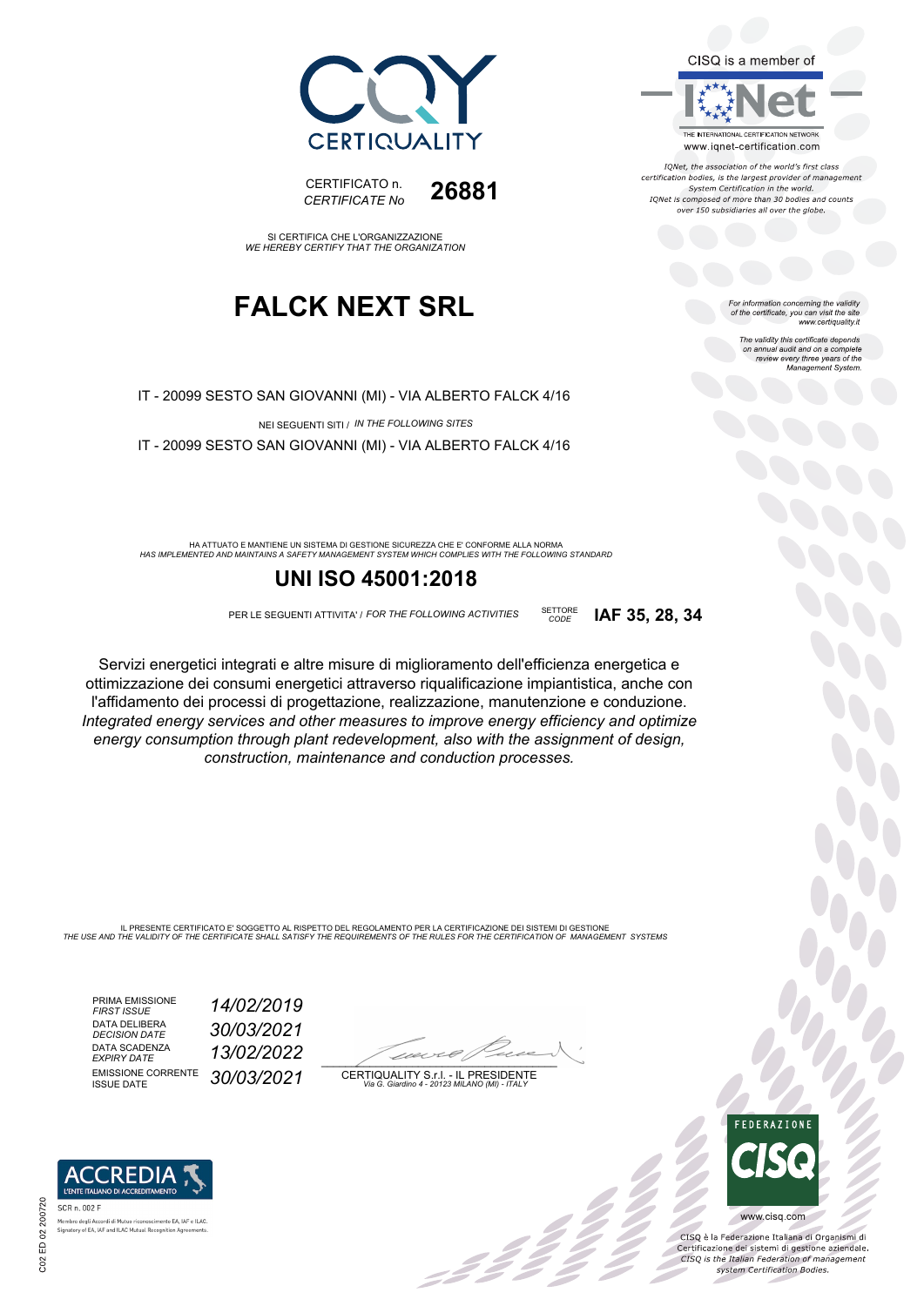CERTIQUALITY

CERTIFICATO n.
*CERTIFICATE No* **26881**

SI CERTIFICA CHE L'ORGANIZZAZIONE
*WE HEREBY CERTIFY THAT THE ORGANIZATION*

# FALCK NEXT SRL

IT - 20099 SESTO SAN GIOVANNI (MI) - VIA ALBERTO FALCK 4/16

NEI SEGUENTI SITI / *IN THE FOLLOWING SITES*

IT - 20099 SESTO SAN GIOVANNI (MI) - VIA ALBERTO FALCK 4/16

HA ATTUATO E MANTIENE UN SISTEMA DI GESTIONE SICUREZZA CHE E' CONFORME ALLA NORMA
*HAS IMPLEMENTED AND MAINTAINS A SAFETY MANAGEMENT SYSTEM WHICH COMPLIES WITH THE FOLLOWING STANDARD*

## UNI ISO 45001:2018

PER LE SEGUENTI ATTIVITA' / *FOR THE FOLLOWING ACTIVITIES* SETTORE *CODE* **IAF 35, 28, 34**

Servizi energetici integrati e altre misure di miglioramento dell'efficienza energetica e ottimizzazione dei consumi energetici attraverso riqualificazione impiantistica, anche con l'affidamento dei processi di progettazione, realizzazione, manutenzione e conduzione.
*Integrated energy services and other measures to improve energy efficiency and optimize energy consumption through plant redevelopment, also with the assignment of design, construction, maintenance and conduction processes.*

IL PRESENTE CERTIFICATO E' SOGGETTO AL RISPETTO DEL REGOLAMENTO PER LA CERTIFICAZIONE DEI SISTEMI DI GESTIONE
*THE USE AND THE VALIDITY OF THE CERTIFICATE SHALL SATISFY THE REQUIREMENTS OF THE RULES FOR THE CERTIFICATION OF MANAGEMENT SYSTEMS*

| | |
|---|---|
| PRIMA EMISSIONE *FIRST ISSUE* | *14/02/2019* |
| DATA DELIBERA *DECISION DATE* | *30/03/2021* |
| DATA SCADENZA *EXPIRY DATE* | *13/02/2022* |
| EMISSIONE CORRENTE *ISSUE DATE* | *30/03/2021* |

CERTIQUALITY S.r.l. - IL PRESIDENTE
*Via G. Giardino 4 - 20123 MILANO (MI) - ITALY*

CISQ is a member of IQNet
THE INTERNATIONAL CERTIFICATION NETWORK
www.iqnet-certification.com

*IQNet, the association of the world's first class certification bodies, is the largest provider of management System Certification in the world. IQNet is composed of more than 30 bodies and counts over 150 subsidiaries all over the globe.*

*For information concerning the validity of the certificate, you can visit the site www.certiquality.it*

*The validity this certificate depends on annual audit and on a complete review every three years of the Management System.*

ACCREDIA
L'ENTE ITALIANO DI ACCREDITAMENTO
SCR n. 002 F
Membro degli Accordi di Mutuo riconoscimento EA, IAF e ILAC.
Signatory of EA, IAF and ILAC Mutual Recognition Agreements.

FEDERAZIONE CISQ
www.cisq.com

CISQ è la Federazione Italiana di Organismi di Certificazione dei sistemi di gestione aziendale.
*CISQ is the Italian Federation of management system Certification Bodies.*

C02 ED 02 200720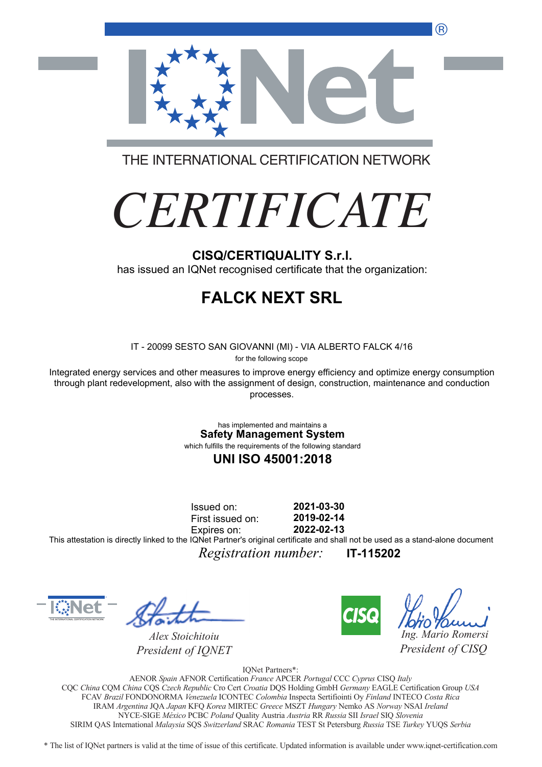®

# IQNet

THE INTERNATIONAL CERTIFICATION NETWORK

# *CERTIFICATE*

**CISQ/CERTIQUALITY S.r.l.**

has issued an IQNet recognised certificate that the organization:

## FALCK NEXT SRL

IT - 20099 SESTO SAN GIOVANNI (MI) - VIA ALBERTO FALCK 4/16

for the following scope

Integrated energy services and other measures to improve energy efficiency and optimize energy consumption through plant redevelopment, also with the assignment of design, construction, maintenance and conduction processes.

has implemented and maintains a

**Safety Management System**

which fulfills the requirements of the following standard

**UNI ISO 45001:2018**

Issued on: **2021-03-30**
First issued on: **2019-02-14**
Expires on: **2022-02-13**

This attestation is directly linked to the IQNet Partner's original certificate and shall not be used as a stand-alone document

*Registration number:* **IT-115202**

*Alex Stoichitoiu*
*President of IQNET*

CISQ

*Ing. Mario Romersi*
*President of CISQ*

IQNet Partners*:

AENOR *Spain* AFNOR Certification *France* APCER *Portugal* CCC *Cyprus* CISQ *Italy*
CQC *China* CQM *China* CQS *Czech Republic* Cro Cert *Croatia* DQS Holding GmbH *Germany* EAGLE Certification Group *USA*
FCAV *Brazil* FONDONORMA *Venezuela* ICONTEC *Colombia* Inspecta Sertifiointi Oy *Finland* INTECO *Costa Rica*
IRAM *Argentina* JQA *Japan* KFQ *Korea* MIRTEC *Greece* MSZT *Hungary* Nemko AS *Norway* NSAI *Ireland*
NYCE-SIGE *México* PCBC *Poland* Quality Austria *Austria* RR *Russia* SII *Israel* SIQ *Slovenia*
SIRIM QAS International *Malaysia* SQS *Switzerland* SRAC *Romania* TEST St Petersburg *Russia* TSE *Turkey* YUQS *Serbia*

* The list of IQNet partners is valid at the time of issue of this certificate. Updated information is available under www.iqnet-certification.com